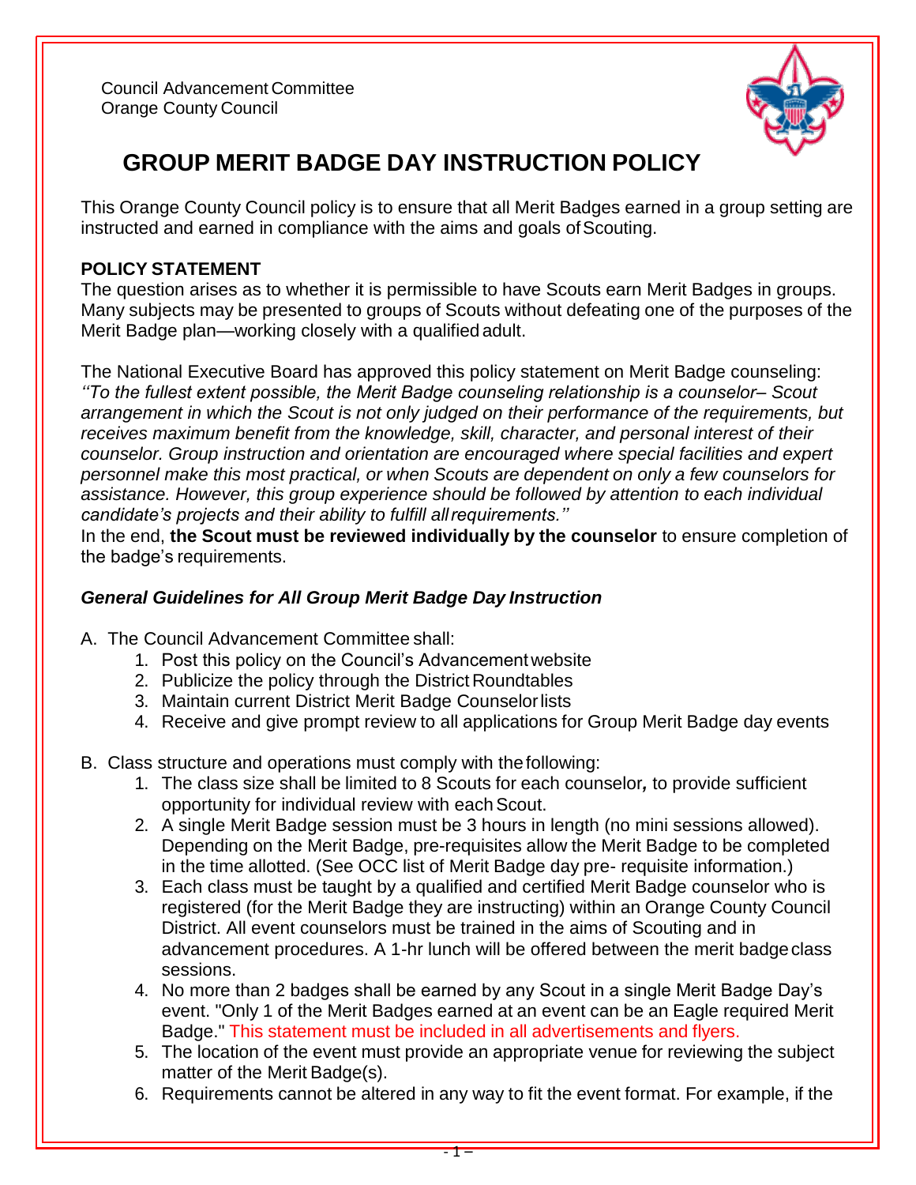Council Advancement Committee
Orange County Council

# GROUP MERIT BADGE DAY INSTRUCTION POLICY

This Orange County Council policy is to ensure that all Merit Badges earned in a group setting are instructed and earned in compliance with the aims and goals of Scouting.

**POLICY STATEMENT**

The question arises as to whether it is permissible to have Scouts earn Merit Badges in groups. Many subjects may be presented to groups of Scouts without defeating one of the purposes of the Merit Badge plan—working closely with a qualified adult.

The National Executive Board has approved this policy statement on Merit Badge counseling: *''To the fullest extent possible, the Merit Badge counseling relationship is a counselor– Scout arrangement in which the Scout is not only judged on their performance of the requirements, but receives maximum benefit from the knowledge, skill, character, and personal interest of their counselor. Group instruction and orientation are encouraged where special facilities and expert personnel make this most practical, or when Scouts are dependent on only a few counselors for assistance. However, this group experience should be followed by attention to each individual candidate's projects and their ability to fulfill all requirements.''*

In the end, **the Scout must be reviewed individually by the counselor** to ensure completion of the badge's requirements.

***General Guidelines for All Group Merit Badge Day Instruction***

A. The Council Advancement Committee shall:
1. Post this policy on the Council's Advancement website
2. Publicize the policy through the District Roundtables
3. Maintain current District Merit Badge Counselor lists
4. Receive and give prompt review to all applications for Group Merit Badge day events

B. Class structure and operations must comply with the following:
1. The class size shall be limited to 8 Scouts for each counselor**,** to provide sufficient opportunity for individual review with each Scout.
2. A single Merit Badge session must be 3 hours in length (no mini sessions allowed). Depending on the Merit Badge, pre-requisites allow the Merit Badge to be completed in the time allotted. (See OCC list of Merit Badge day pre- requisite information.)
3. Each class must be taught by a qualified and certified Merit Badge counselor who is registered (for the Merit Badge they are instructing) within an Orange County Council District. All event counselors must be trained in the aims of Scouting and in advancement procedures. A 1-hr lunch will be offered between the merit badge class sessions.
4. No more than 2 badges shall be earned by any Scout in a single Merit Badge Day's event. "Only 1 of the Merit Badges earned at an event can be an Eagle required Merit Badge." This statement must be included in all advertisements and flyers.
5. The location of the event must provide an appropriate venue for reviewing the subject matter of the Merit Badge(s).
6. Requirements cannot be altered in any way to fit the event format. For example, if the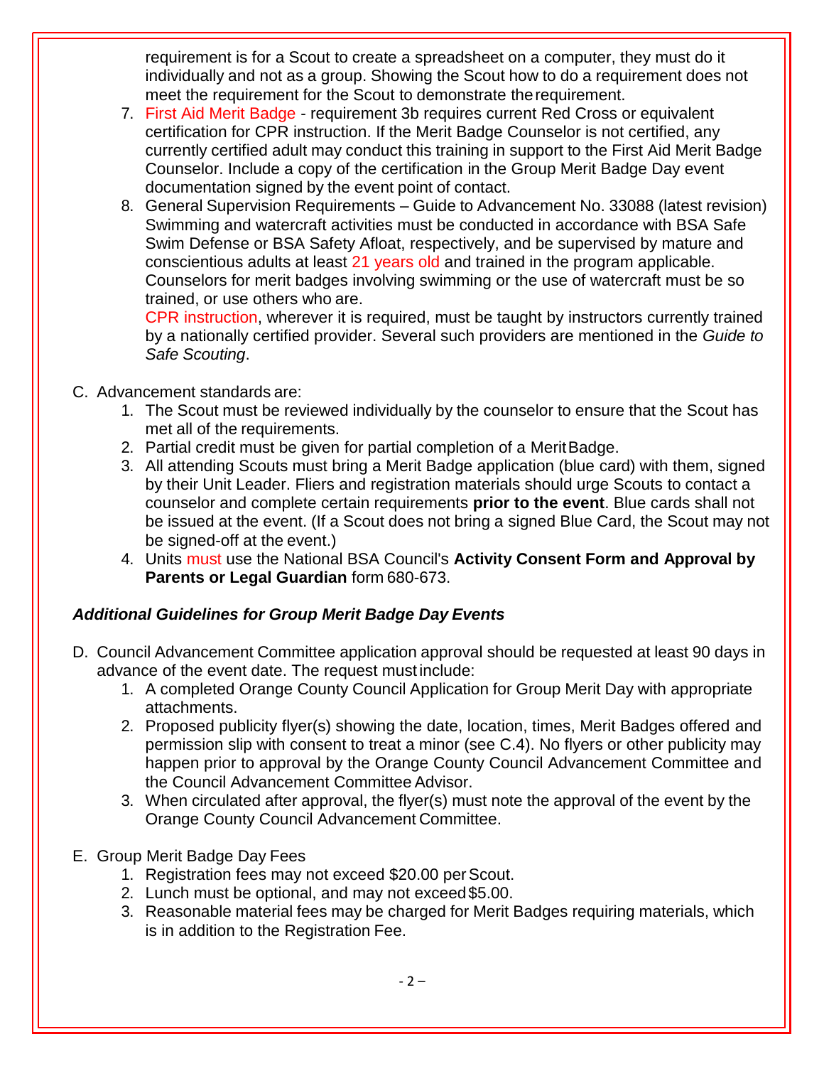requirement is for a Scout to create a spreadsheet on a computer, they must do it individually and not as a group. Showing the Scout how to do a requirement does not meet the requirement for the Scout to demonstrate the requirement.

7. First Aid Merit Badge - requirement 3b requires current Red Cross or equivalent certification for CPR instruction. If the Merit Badge Counselor is not certified, any currently certified adult may conduct this training in support to the First Aid Merit Badge Counselor. Include a copy of the certification in the Group Merit Badge Day event documentation signed by the event point of contact.
8. General Supervision Requirements – Guide to Advancement No. 33088 (latest revision) Swimming and watercraft activities must be conducted in accordance with BSA Safe Swim Defense or BSA Safety Afloat, respectively, and be supervised by mature and conscientious adults at least 21 years old and trained in the program applicable. Counselors for merit badges involving swimming or the use of watercraft must be so trained, or use others who are.
   CPR instruction, wherever it is required, must be taught by instructors currently trained by a nationally certified provider. Several such providers are mentioned in the *Guide to Safe Scouting*.

C. Advancement standards are:
   1. The Scout must be reviewed individually by the counselor to ensure that the Scout has met all of the requirements.
   2. Partial credit must be given for partial completion of a Merit Badge.
   3. All attending Scouts must bring a Merit Badge application (blue card) with them, signed by their Unit Leader. Fliers and registration materials should urge Scouts to contact a counselor and complete certain requirements **prior to the event**. Blue cards shall not be issued at the event. (If a Scout does not bring a signed Blue Card, the Scout may not be signed-off at the event.)
   4. Units must use the National BSA Council's **Activity Consent Form and Approval by Parents or Legal Guardian** form 680-673.

***Additional Guidelines for Group Merit Badge Day Events***

D. Council Advancement Committee application approval should be requested at least 90 days in advance of the event date. The request must include:
   1. A completed Orange County Council Application for Group Merit Day with appropriate attachments.
   2. Proposed publicity flyer(s) showing the date, location, times, Merit Badges offered and permission slip with consent to treat a minor (see C.4). No flyers or other publicity may happen prior to approval by the Orange County Council Advancement Committee and the Council Advancement Committee Advisor.
   3. When circulated after approval, the flyer(s) must note the approval of the event by the Orange County Council Advancement Committee.

E. Group Merit Badge Day Fees
   1. Registration fees may not exceed $20.00 per Scout.
   2. Lunch must be optional, and may not exceed $5.00.
   3. Reasonable material fees may be charged for Merit Badges requiring materials, which is in addition to the Registration Fee.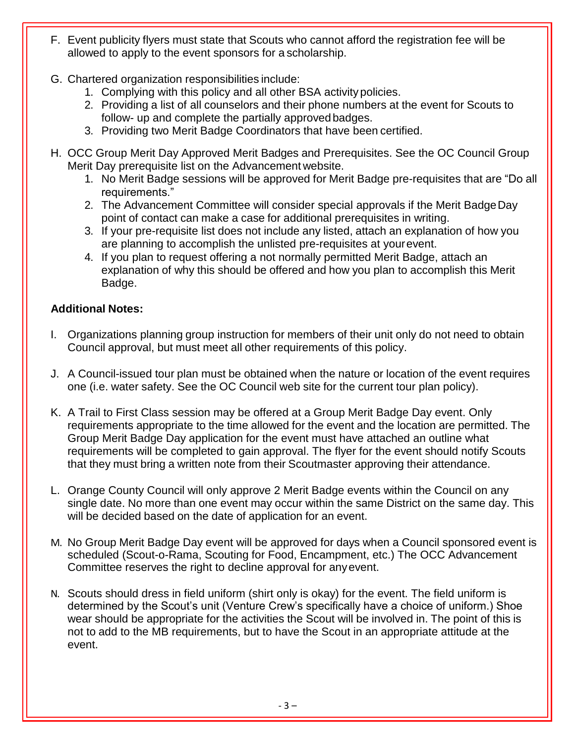F. Event publicity flyers must state that Scouts who cannot afford the registration fee will be allowed to apply to the event sponsors for a scholarship.

G. Chartered organization responsibilities include:
   1. Complying with this policy and all other BSA activity policies.
   2. Providing a list of all counselors and their phone numbers at the event for Scouts to follow- up and complete the partially approved badges.
   3. Providing two Merit Badge Coordinators that have been certified.

H. OCC Group Merit Day Approved Merit Badges and Prerequisites. See the OC Council Group Merit Day prerequisite list on the Advancement website.
   1. No Merit Badge sessions will be approved for Merit Badge pre-requisites that are "Do all requirements."
   2. The Advancement Committee will consider special approvals if the Merit Badge Day point of contact can make a case for additional prerequisites in writing.
   3. If your pre-requisite list does not include any listed, attach an explanation of how you are planning to accomplish the unlisted pre-requisites at your event.
   4. If you plan to request offering a not normally permitted Merit Badge, attach an explanation of why this should be offered and how you plan to accomplish this Merit Badge.

**Additional Notes:**

I. Organizations planning group instruction for members of their unit only do not need to obtain Council approval, but must meet all other requirements of this policy.

J. A Council-issued tour plan must be obtained when the nature or location of the event requires one (i.e. water safety. See the OC Council web site for the current tour plan policy).

K. A Trail to First Class session may be offered at a Group Merit Badge Day event. Only requirements appropriate to the time allowed for the event and the location are permitted. The Group Merit Badge Day application for the event must have attached an outline what requirements will be completed to gain approval. The flyer for the event should notify Scouts that they must bring a written note from their Scoutmaster approving their attendance.

L. Orange County Council will only approve 2 Merit Badge events within the Council on any single date. No more than one event may occur within the same District on the same day. This will be decided based on the date of application for an event.

M. No Group Merit Badge Day event will be approved for days when a Council sponsored event is scheduled (Scout-o-Rama, Scouting for Food, Encampment, etc.) The OCC Advancement Committee reserves the right to decline approval for any event.

N. Scouts should dress in field uniform (shirt only is okay) for the event. The field uniform is determined by the Scout's unit (Venture Crew's specifically have a choice of uniform.) Shoe wear should be appropriate for the activities the Scout will be involved in. The point of this is not to add to the MB requirements, but to have the Scout in an appropriate attitude at the event.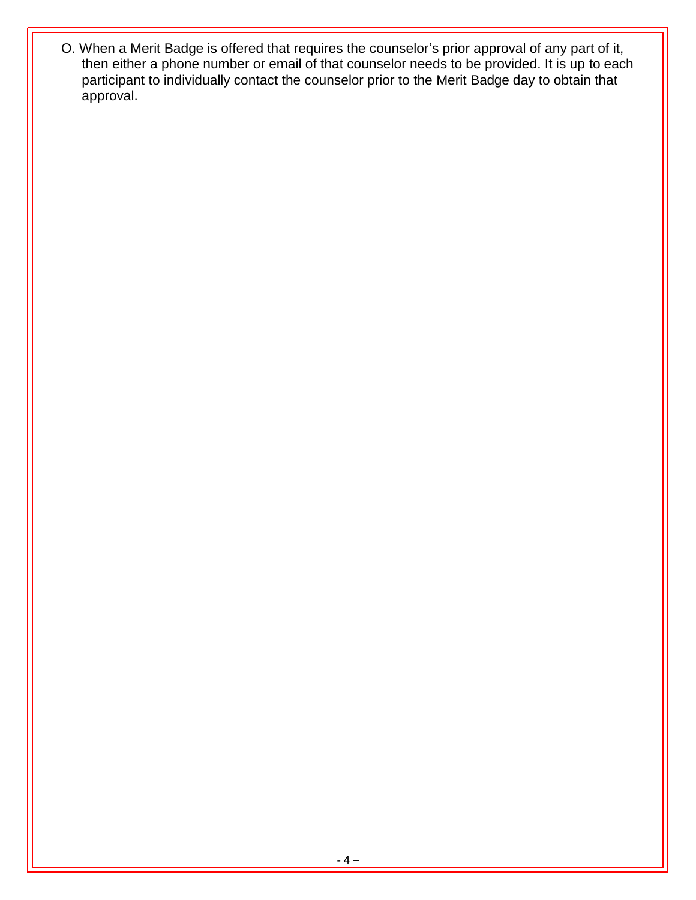O. When a Merit Badge is offered that requires the counselor's prior approval of any part of it, then either a phone number or email of that counselor needs to be provided. It is up to each participant to individually contact the counselor prior to the Merit Badge day to obtain that approval.